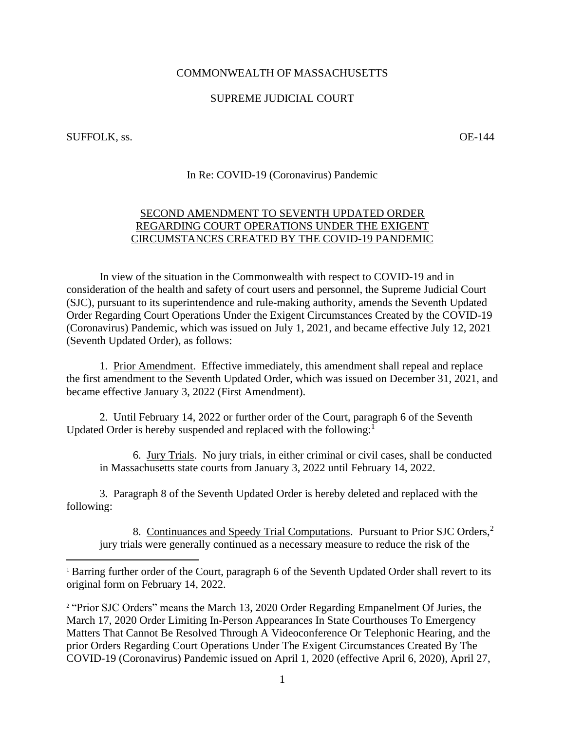COMMONWEALTH OF MASSACHUSETTS

SUPREME JUDICIAL COURT

SUFFOLK, ss. OE-144

In Re: COVID-19 (Coronavirus) Pandemic

# SECOND AMENDMENT TO SEVENTH UPDATED ORDER REGARDING COURT OPERATIONS UNDER THE EXIGENT CIRCUMSTANCES CREATED BY THE COVID-19 PANDEMIC

In view of the situation in the Commonwealth with respect to COVID-19 and in consideration of the health and safety of court users and personnel, the Supreme Judicial Court (SJC), pursuant to its superintendence and rule-making authority, amends the Seventh Updated Order Regarding Court Operations Under the Exigent Circumstances Created by the COVID-19 (Coronavirus) Pandemic, which was issued on July 1, 2021, and became effective July 12, 2021 (Seventh Updated Order), as follows:

1. Prior Amendment. Effective immediately, this amendment shall repeal and replace the first amendment to the Seventh Updated Order, which was issued on December 31, 2021, and became effective January 3, 2022 (First Amendment).

2. Until February 14, 2022 or further order of the Court, paragraph 6 of the Seventh Updated Order is hereby suspended and replaced with the following:[1]

> 6. Jury Trials. No jury trials, in either criminal or civil cases, shall be conducted in Massachusetts state courts from January 3, 2022 until February 14, 2022.

3. Paragraph 8 of the Seventh Updated Order is hereby deleted and replaced with the following:

> 8. Continuances and Speedy Trial Computations. Pursuant to Prior SJC Orders,[2] jury trials were generally continued as a necessary measure to reduce the risk of the

[1] Barring further order of the Court, paragraph 6 of the Seventh Updated Order shall revert to its original form on February 14, 2022.

[2] "Prior SJC Orders" means the March 13, 2020 Order Regarding Empanelment Of Juries, the March 17, 2020 Order Limiting In-Person Appearances In State Courthouses To Emergency Matters That Cannot Be Resolved Through A Videoconference Or Telephonic Hearing, and the prior Orders Regarding Court Operations Under The Exigent Circumstances Created By The COVID-19 (Coronavirus) Pandemic issued on April 1, 2020 (effective April 6, 2020), April 27,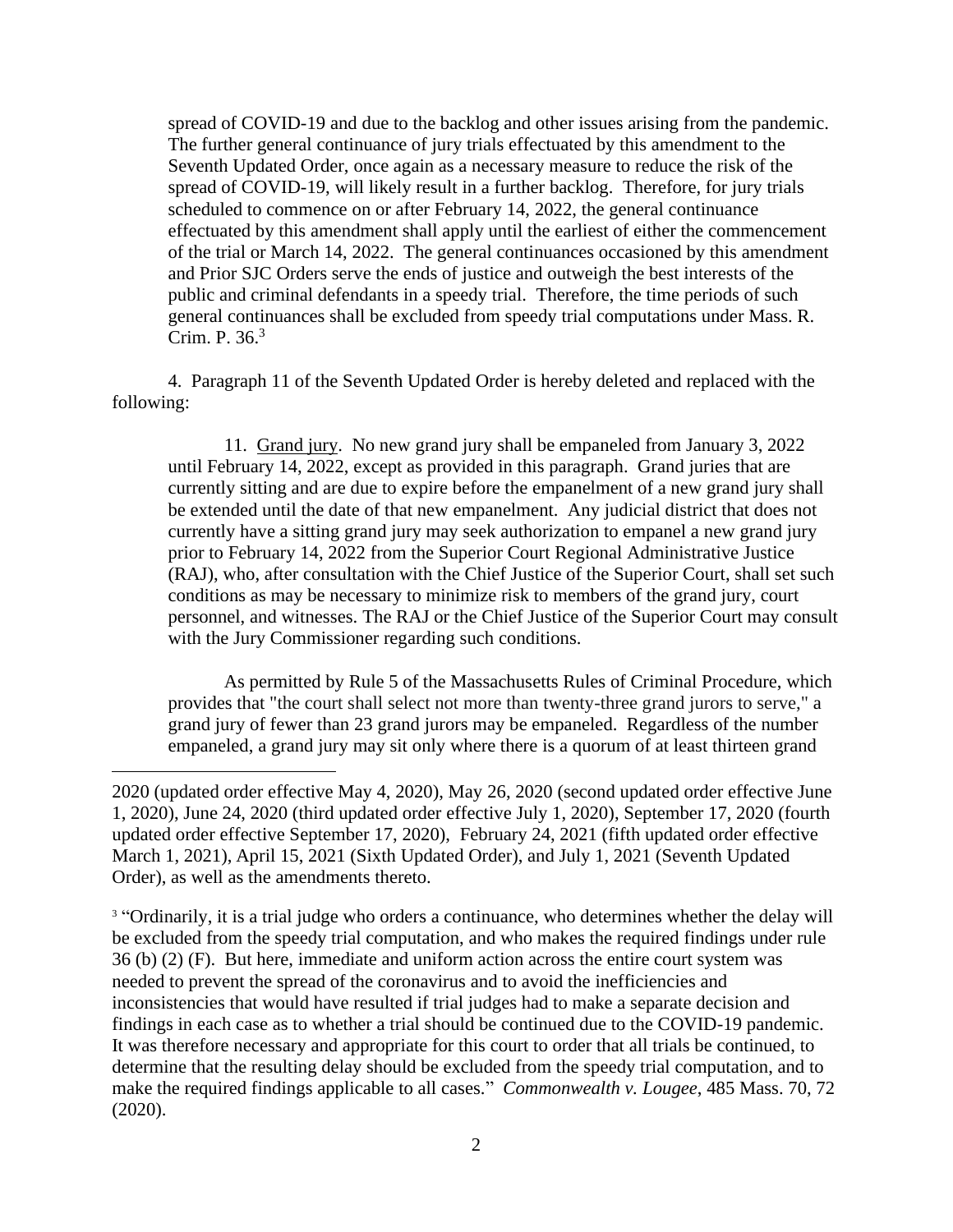spread of COVID-19 and due to the backlog and other issues arising from the pandemic. The further general continuance of jury trials effectuated by this amendment to the Seventh Updated Order, once again as a necessary measure to reduce the risk of the spread of COVID-19, will likely result in a further backlog. Therefore, for jury trials scheduled to commence on or after February 14, 2022, the general continuance effectuated by this amendment shall apply until the earliest of either the commencement of the trial or March 14, 2022. The general continuances occasioned by this amendment and Prior SJC Orders serve the ends of justice and outweigh the best interests of the public and criminal defendants in a speedy trial. Therefore, the time periods of such general continuances shall be excluded from speedy trial computations under Mass. R. Crim. P. 36.[3]

4. Paragraph 11 of the Seventh Updated Order is hereby deleted and replaced with the following:

> 11. Grand jury. No new grand jury shall be empaneled from January 3, 2022 until February 14, 2022, except as provided in this paragraph. Grand juries that are currently sitting and are due to expire before the empanelment of a new grand jury shall be extended until the date of that new empanelment. Any judicial district that does not currently have a sitting grand jury may seek authorization to empanel a new grand jury prior to February 14, 2022 from the Superior Court Regional Administrative Justice (RAJ), who, after consultation with the Chief Justice of the Superior Court, shall set such conditions as may be necessary to minimize risk to members of the grand jury, court personnel, and witnesses. The RAJ or the Chief Justice of the Superior Court may consult with the Jury Commissioner regarding such conditions.
>
> As permitted by Rule 5 of the Massachusetts Rules of Criminal Procedure, which provides that "the court shall select not more than twenty-three grand jurors to serve," a grand jury of fewer than 23 grand jurors may be empaneled. Regardless of the number empaneled, a grand jury may sit only where there is a quorum of at least thirteen grand

---

2020 (updated order effective May 4, 2020), May 26, 2020 (second updated order effective June 1, 2020), June 24, 2020 (third updated order effective July 1, 2020), September 17, 2020 (fourth updated order effective September 17, 2020), February 24, 2021 (fifth updated order effective March 1, 2021), April 15, 2021 (Sixth Updated Order), and July 1, 2021 (Seventh Updated Order), as well as the amendments thereto.

[3] "Ordinarily, it is a trial judge who orders a continuance, who determines whether the delay will be excluded from the speedy trial computation, and who makes the required findings under rule 36 (b) (2) (F). But here, immediate and uniform action across the entire court system was needed to prevent the spread of the coronavirus and to avoid the inefficiencies and inconsistencies that would have resulted if trial judges had to make a separate decision and findings in each case as to whether a trial should be continued due to the COVID-19 pandemic. It was therefore necessary and appropriate for this court to order that all trials be continued, to determine that the resulting delay should be excluded from the speedy trial computation, and to make the required findings applicable to all cases." *Commonwealth v. Lougee*, 485 Mass. 70, 72 (2020).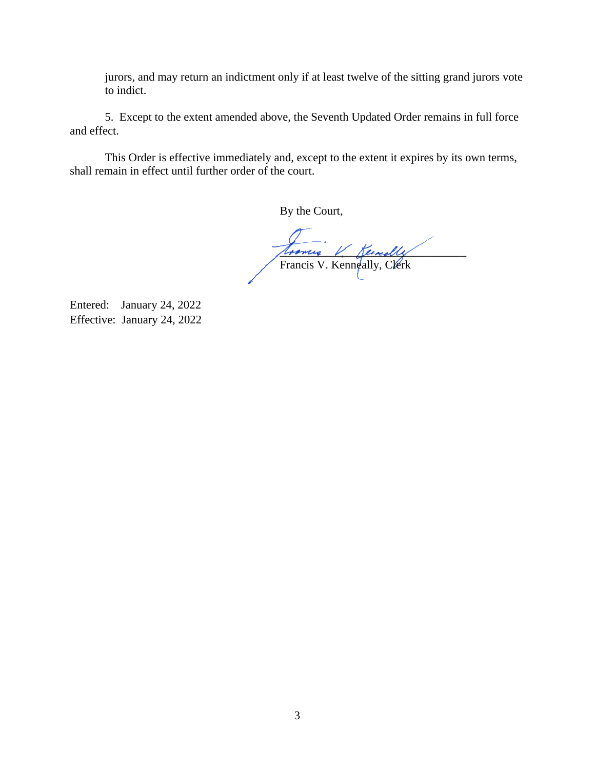jurors, and may return an indictment only if at least twelve of the sitting grand jurors vote to indict.

5. Except to the extent amended above, the Seventh Updated Order remains in full force and effect.

This Order is effective immediately and, except to the extent it expires by its own terms, shall remain in effect until further order of the court.

By the Court,

Francis V. Kenneally, Clerk

Entered: January 24, 2022
Effective: January 24, 2022